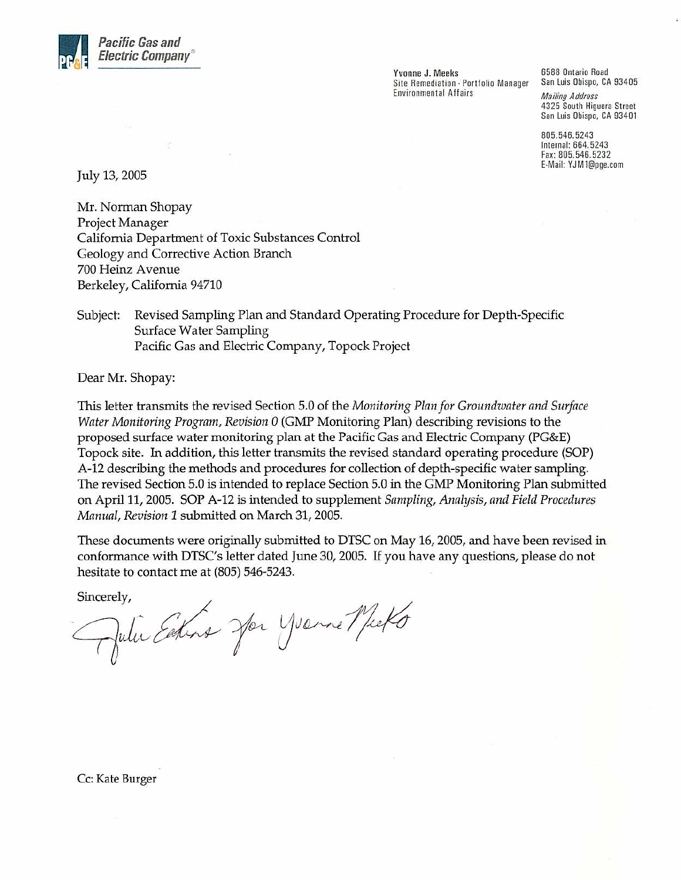**Pacific Gas and Electric Company**

Yvonne J. Meeks
Site Remediation - Portfolio Manager
Environmental Affairs

6588 Ontario Road
San Luis Obispo, CA 93405

*Mailing Address*
4325 South Higuera Street
San Luis Obispo, CA 93401

805.546.5243
Internal: 664.5243
Fax: 805.546.5232
E-Mail: YJM1@pge.com

July 13, 2005

Mr. Norman Shopay
Project Manager
California Department of Toxic Substances Control
Geology and Corrective Action Branch
700 Heinz Avenue
Berkeley, California 94710

Subject: Revised Sampling Plan and Standard Operating Procedure for Depth-Specific Surface Water Sampling
Pacific Gas and Electric Company, Topock Project

Dear Mr. Shopay:

This letter transmits the revised Section 5.0 of the *Monitoring Plan for Groundwater and Surface Water Monitoring Program, Revision 0* (GMP Monitoring Plan) describing revisions to the proposed surface water monitoring plan at the Pacific Gas and Electric Company (PG&E) Topock site. In addition, this letter transmits the revised standard operating procedure (SOP) A-12 describing the methods and procedures for collection of depth-specific water sampling. The revised Section 5.0 is intended to replace Section 5.0 in the GMP Monitoring Plan submitted on April 11, 2005. SOP A-12 is intended to supplement *Sampling, Analysis, and Field Procedures Manual, Revision 1* submitted on March 31, 2005.

These documents were originally submitted to DTSC on May 16, 2005, and have been revised in conformance with DTSC's letter dated June 30, 2005. If you have any questions, please do not hesitate to contact me at (805) 546-5243.

Sincerely,

Julie Eakins for Yvonne Meeks

Cc: Kate Burger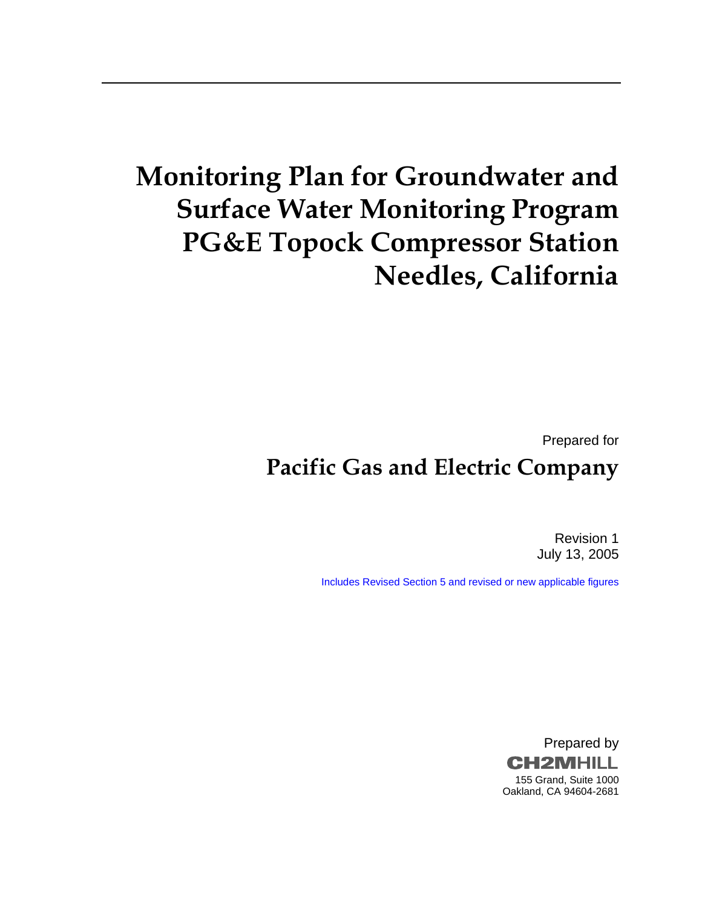# Monitoring Plan for Groundwater and Surface Water Monitoring Program PG&E Topock Compressor Station Needles, California

Prepared for

**Pacific Gas and Electric Company**

Revision 1
July 13, 2005

Includes Revised Section 5 and revised or new applicable figures

Prepared by

CH2MHILL

155 Grand, Suite 1000
Oakland, CA 94604-2681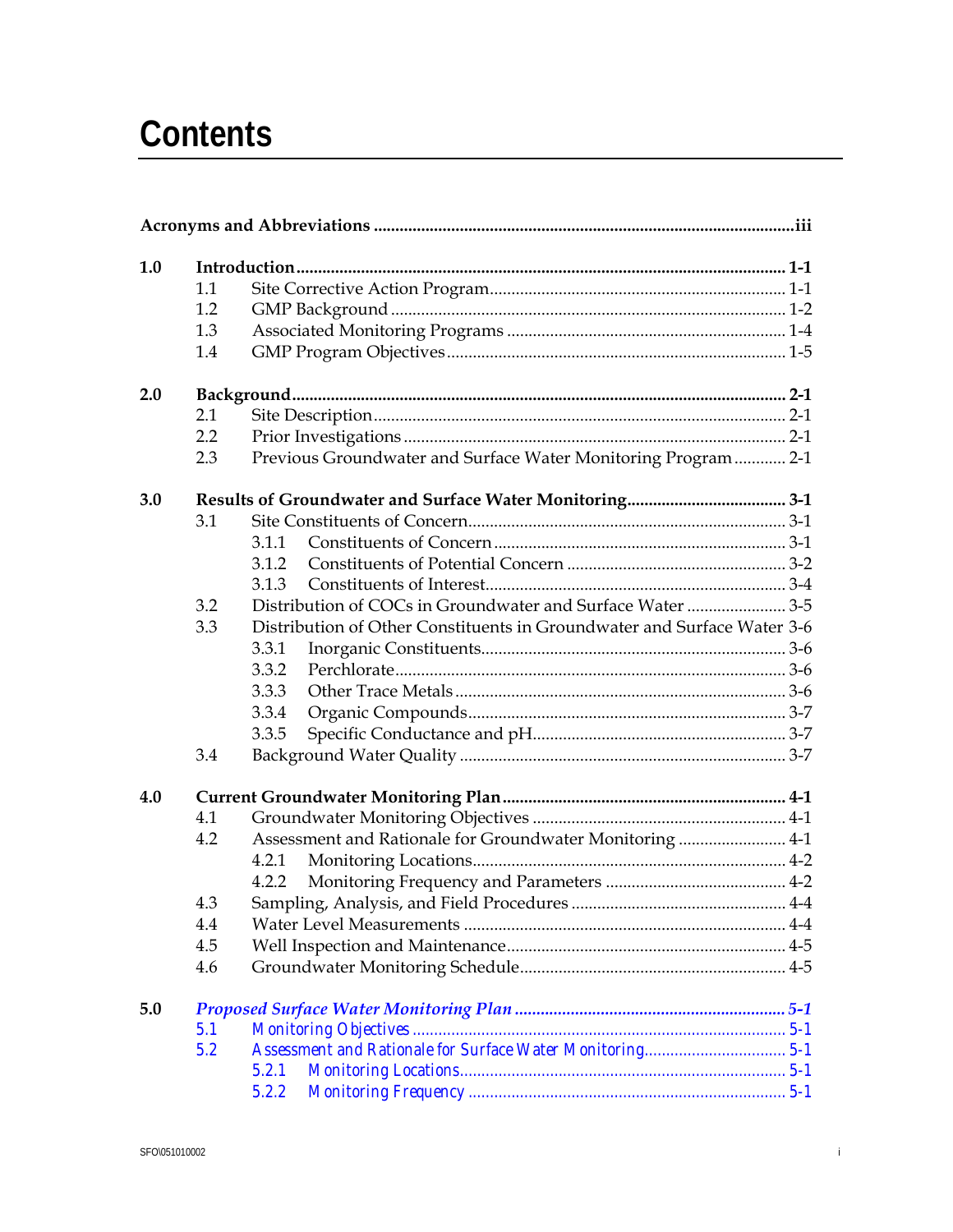# Contents

**Acronyms and Abbreviations ....................................................................................................iii**

**1.0 Introduction .................................................................................................................. 1-1**

- 1.1 Site Corrective Action Program ...................................................................... 1-1
- 1.2 GMP Background ............................................................................................ 1-2
- 1.3 Associated Monitoring Programs ................................................................... 1-4
- 1.4 GMP Program Objectives ................................................................................ 1-5

**2.0 Background .................................................................................................................... 2-1**

- 2.1 Site Description ................................................................................................ 2-1
- 2.2 Prior Investigations ......................................................................................... 2-1
- 2.3 Previous Groundwater and Surface Water Monitoring Program ............ 2-1

**3.0 Results of Groundwater and Surface Water Monitoring ..................................... 3-1**

- 3.1 Site Constituents of Concern ........................................................................... 3-1
  - 3.1.1 Constituents of Concern ..................................................................... 3-1
  - 3.1.2 Constituents of Potential Concern .................................................... 3-2
  - 3.1.3 Constituents of Interest ....................................................................... 3-4
- 3.2 Distribution of COCs in Groundwater and Surface Water ....................... 3-5
- 3.3 Distribution of Other Constituents in Groundwater and Surface Water 3-6
  - 3.3.1 Inorganic Constituents ........................................................................ 3-6
  - 3.3.2 Perchlorate ............................................................................................ 3-6
  - 3.3.3 Other Trace Metals .............................................................................. 3-6
  - 3.3.4 Organic Compounds ........................................................................... 3-7
  - 3.3.5 Specific Conductance and pH ............................................................ 3-7
- 3.4 Background Water Quality ............................................................................. 3-7

**4.0 Current Groundwater Monitoring Plan ................................................................... 4-1**

- 4.1 Groundwater Monitoring Objectives ............................................................ 4-1
- 4.2 Assessment and Rationale for Groundwater Monitoring ......................... 4-1
  - 4.2.1 Monitoring Locations .......................................................................... 4-2
  - 4.2.2 Monitoring Frequency and Parameters ............................................ 4-2
- 4.3 Sampling, Analysis, and Field Procedures .................................................. 4-4
- 4.4 Water Level Measurements ............................................................................ 4-4
- 4.5 Well Inspection and Maintenance .................................................................. 4-5
- 4.6 Groundwater Monitoring Schedule ............................................................... 4-5

***5.0 Proposed Surface Water Monitoring Plan ............................................................... 5-1***

- 5.1 Monitoring Objectives ...................................................................................... 5-1
- 5.2 Assessment and Rationale for Surface Water Monitoring ......................... 5-1
  - 5.2.1 Monitoring Locations ........................................................................... 5-1
  - 5.2.2 Monitoring Frequency ......................................................................... 5-1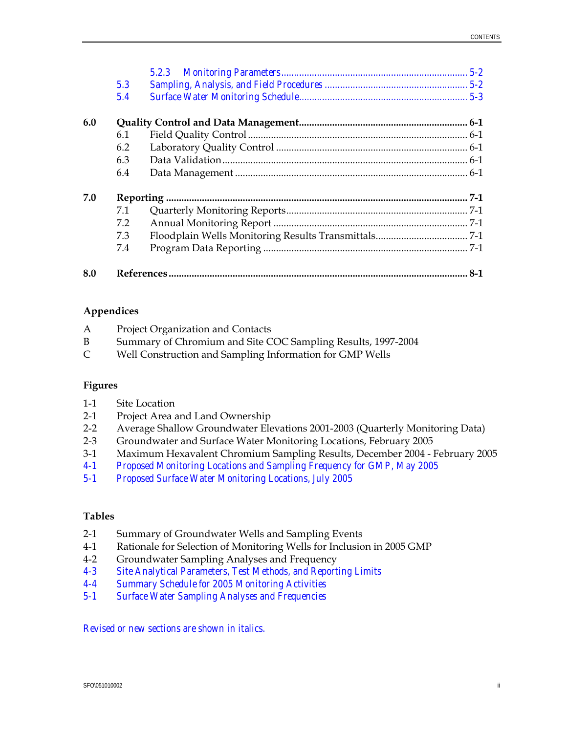*5.2.3 Monitoring Parameters ........................................................................ 5-2*

*5.3 Sampling, Analysis, and Field Procedures ........................................................ 5-2*

*5.4 Surface Water Monitoring Schedule................................................................. 5-3*

**6.0 Quality Control and Data Management................................................................. 6-1**

6.1 Field Quality Control ..................................................................................... 6-1

6.2 Laboratory Quality Control .......................................................................... 6-1

6.3 Data Validation............................................................................................... 6-1

6.4 Data Management .......................................................................................... 6-1

**7.0 Reporting ..................................................................................................................... 7-1**

7.1 Quarterly Monitoring Reports...................................................................... 7-1

7.2 Annual Monitoring Report ........................................................................... 7-1

7.3 Floodplain Wells Monitoring Results Transmittals.................................... 7-1

7.4 Program Data Reporting ............................................................................... 7-1

**8.0 References.................................................................................................................... 8-1**

## Appendices

A Project Organization and Contacts

B Summary of Chromium and Site COC Sampling Results, 1997-2004

C Well Construction and Sampling Information for GMP Wells

## Figures

1-1 Site Location

2-1 Project Area and Land Ownership

2-2 Average Shallow Groundwater Elevations 2001-2003 (Quarterly Monitoring Data)

2-3 Groundwater and Surface Water Monitoring Locations, February 2005

3-1 Maximum Hexavalent Chromium Sampling Results, December 2004 - February 2005

*4-1 Proposed Monitoring Locations and Sampling Frequency for GMP, May 2005*

*5-1 Proposed Surface Water Monitoring Locations, July 2005*

## Tables

2-1 Summary of Groundwater Wells and Sampling Events

4-1 Rationale for Selection of Monitoring Wells for Inclusion in 2005 GMP

4-2 Groundwater Sampling Analyses and Frequency

*4-3 Site Analytical Parameters, Test Methods, and Reporting Limits*

*4-4 Summary Schedule for 2005 Monitoring Activities*

*5-1 Surface Water Sampling Analyses and Frequencies*

*Revised or new sections are shown in italics.*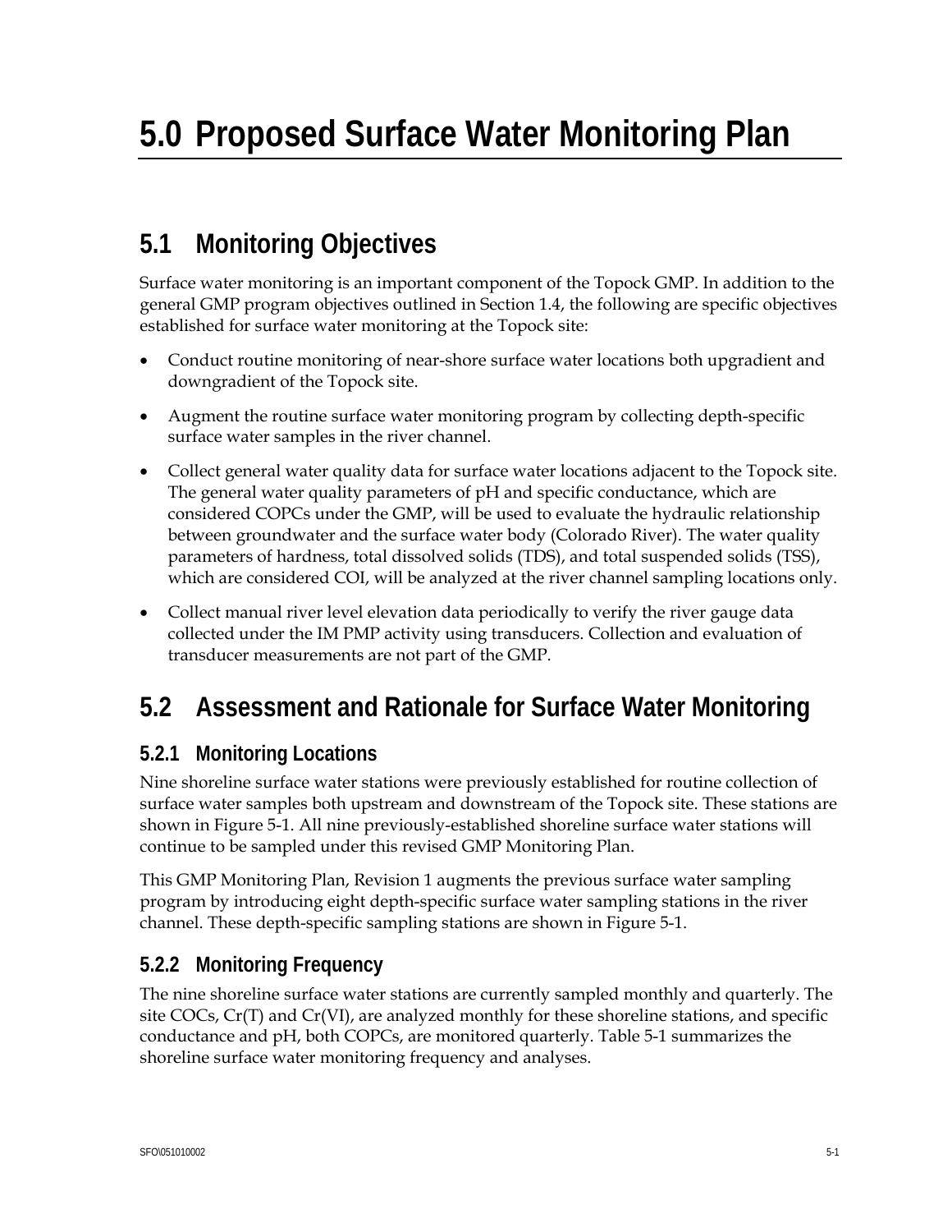# 5.0 Proposed Surface Water Monitoring Plan

## 5.1 Monitoring Objectives

Surface water monitoring is an important component of the Topock GMP. In addition to the general GMP program objectives outlined in Section 1.4, the following are specific objectives established for surface water monitoring at the Topock site:

- Conduct routine monitoring of near-shore surface water locations both upgradient and downgradient of the Topock site.
- Augment the routine surface water monitoring program by collecting depth-specific surface water samples in the river channel.
- Collect general water quality data for surface water locations adjacent to the Topock site. The general water quality parameters of pH and specific conductance, which are considered COPCs under the GMP, will be used to evaluate the hydraulic relationship between groundwater and the surface water body (Colorado River). The water quality parameters of hardness, total dissolved solids (TDS), and total suspended solids (TSS), which are considered COI, will be analyzed at the river channel sampling locations only.
- Collect manual river level elevation data periodically to verify the river gauge data collected under the IM PMP activity using transducers. Collection and evaluation of transducer measurements are not part of the GMP.

## 5.2 Assessment and Rationale for Surface Water Monitoring

### 5.2.1 Monitoring Locations

Nine shoreline surface water stations were previously established for routine collection of surface water samples both upstream and downstream of the Topock site. These stations are shown in Figure 5-1. All nine previously-established shoreline surface water stations will continue to be sampled under this revised GMP Monitoring Plan.

This GMP Monitoring Plan, Revision 1 augments the previous surface water sampling program by introducing eight depth-specific surface water sampling stations in the river channel. These depth-specific sampling stations are shown in Figure 5-1.

### 5.2.2 Monitoring Frequency

The nine shoreline surface water stations are currently sampled monthly and quarterly. The site COCs, Cr(T) and Cr(VI), are analyzed monthly for these shoreline stations, and specific conductance and pH, both COPCs, are monitored quarterly. Table 5-1 summarizes the shoreline surface water monitoring frequency and analyses.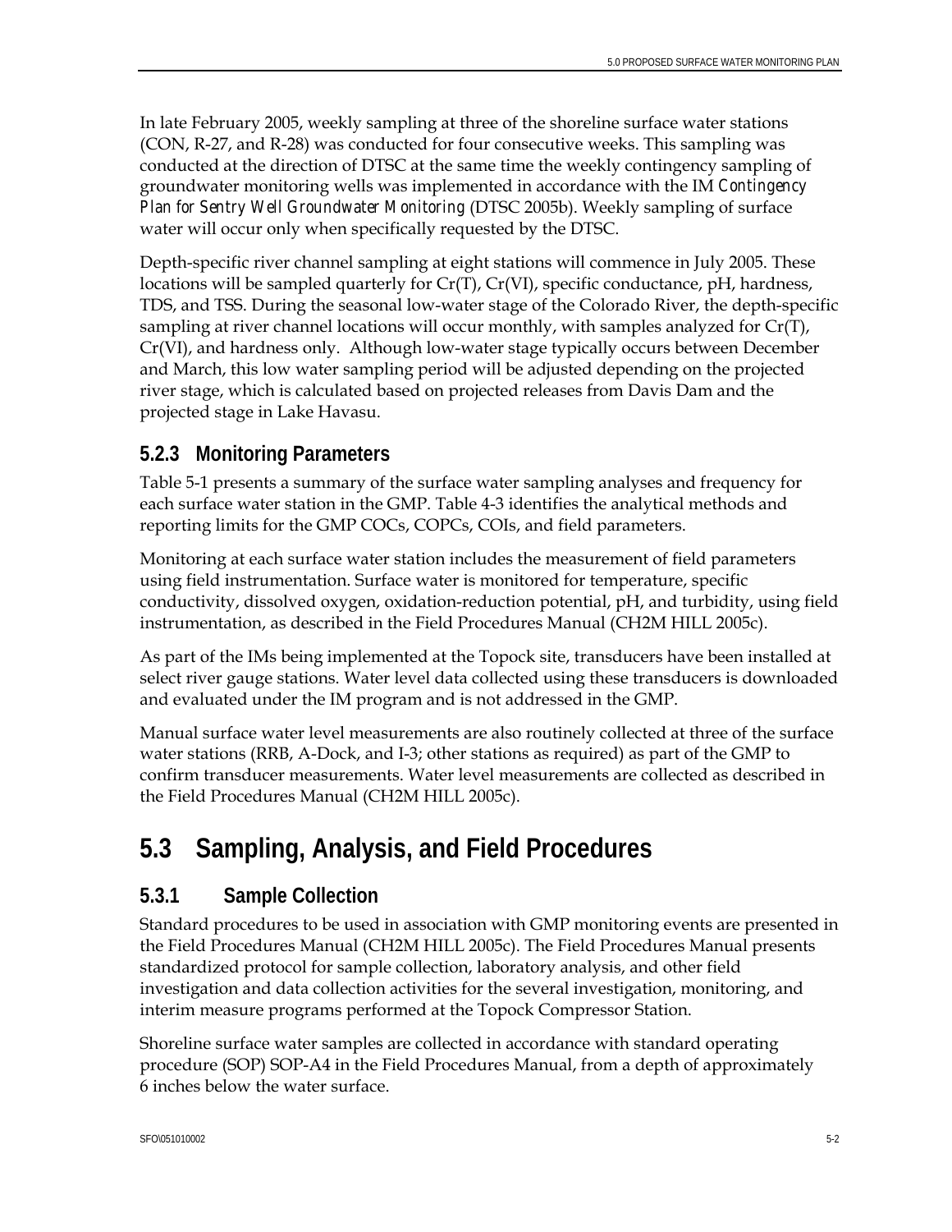In late February 2005, weekly sampling at three of the shoreline surface water stations (CON, R-27, and R-28) was conducted for four consecutive weeks. This sampling was conducted at the direction of DTSC at the same time the weekly contingency sampling of groundwater monitoring wells was implemented in accordance with the IM *Contingency Plan for Sentry Well Groundwater Monitoring* (DTSC 2005b). Weekly sampling of surface water will occur only when specifically requested by the DTSC.

Depth-specific river channel sampling at eight stations will commence in July 2005. These locations will be sampled quarterly for Cr(T), Cr(VI), specific conductance, pH, hardness, TDS, and TSS. During the seasonal low-water stage of the Colorado River, the depth-specific sampling at river channel locations will occur monthly, with samples analyzed for Cr(T), Cr(VI), and hardness only. Although low-water stage typically occurs between December and March, this low water sampling period will be adjusted depending on the projected river stage, which is calculated based on projected releases from Davis Dam and the projected stage in Lake Havasu.

### 5.2.3 Monitoring Parameters

Table 5-1 presents a summary of the surface water sampling analyses and frequency for each surface water station in the GMP. Table 4-3 identifies the analytical methods and reporting limits for the GMP COCs, COPCs, COIs, and field parameters.

Monitoring at each surface water station includes the measurement of field parameters using field instrumentation. Surface water is monitored for temperature, specific conductivity, dissolved oxygen, oxidation-reduction potential, pH, and turbidity, using field instrumentation, as described in the Field Procedures Manual (CH2M HILL 2005c).

As part of the IMs being implemented at the Topock site, transducers have been installed at select river gauge stations. Water level data collected using these transducers is downloaded and evaluated under the IM program and is not addressed in the GMP.

Manual surface water level measurements are also routinely collected at three of the surface water stations (RRB, A-Dock, and I-3; other stations as required) as part of the GMP to confirm transducer measurements. Water level measurements are collected as described in the Field Procedures Manual (CH2M HILL 2005c).

## 5.3 Sampling, Analysis, and Field Procedures

### 5.3.1 Sample Collection

Standard procedures to be used in association with GMP monitoring events are presented in the Field Procedures Manual (CH2M HILL 2005c). The Field Procedures Manual presents standardized protocol for sample collection, laboratory analysis, and other field investigation and data collection activities for the several investigation, monitoring, and interim measure programs performed at the Topock Compressor Station.

Shoreline surface water samples are collected in accordance with standard operating procedure (SOP) SOP-A4 in the Field Procedures Manual, from a depth of approximately 6 inches below the water surface.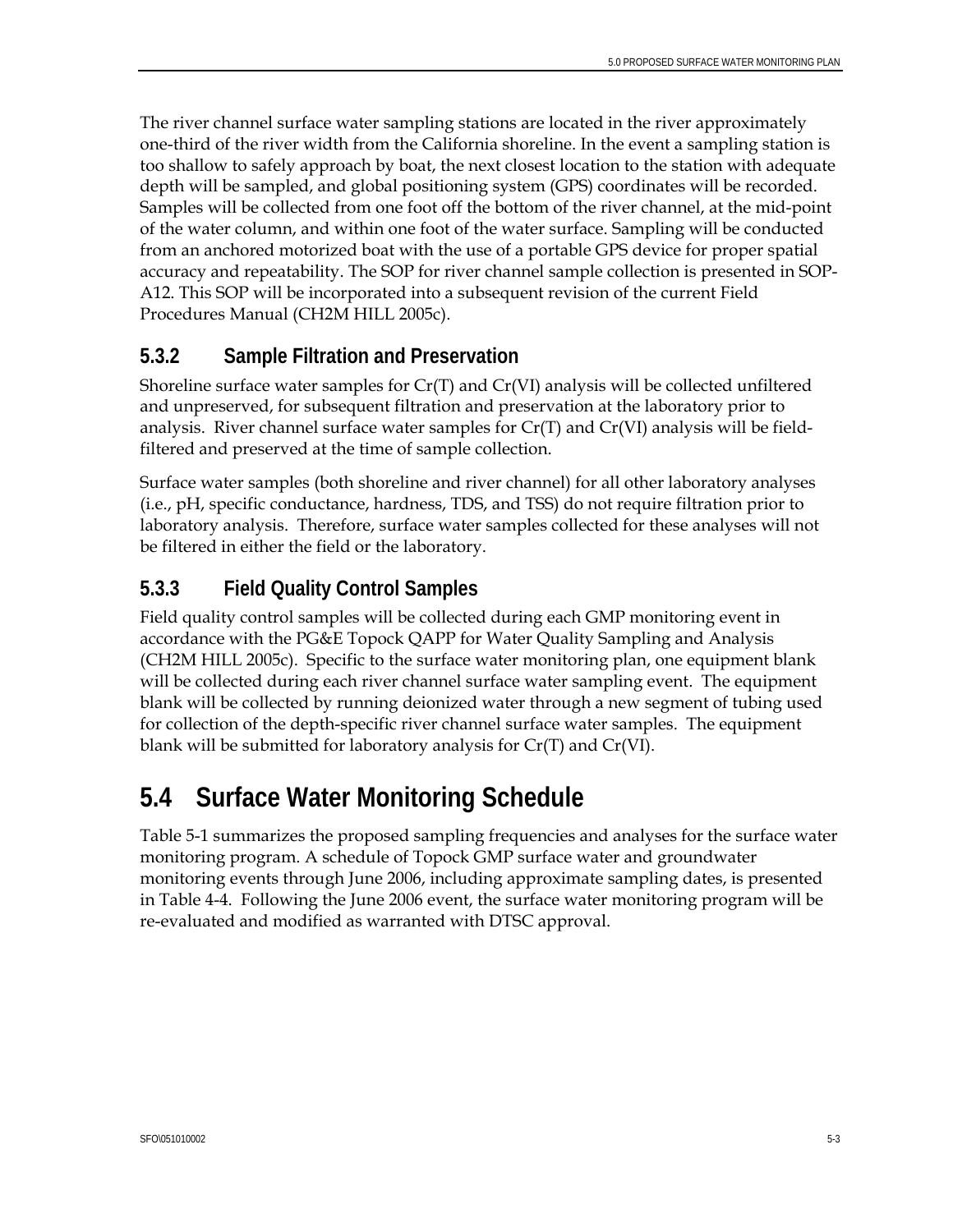The river channel surface water sampling stations are located in the river approximately one-third of the river width from the California shoreline. In the event a sampling station is too shallow to safely approach by boat, the next closest location to the station with adequate depth will be sampled, and global positioning system (GPS) coordinates will be recorded. Samples will be collected from one foot off the bottom of the river channel, at the mid-point of the water column, and within one foot of the water surface. Sampling will be conducted from an anchored motorized boat with the use of a portable GPS device for proper spatial accuracy and repeatability. The SOP for river channel sample collection is presented in SOP-A12. This SOP will be incorporated into a subsequent revision of the current Field Procedures Manual (CH2M HILL 2005c).

### 5.3.2 Sample Filtration and Preservation

Shoreline surface water samples for Cr(T) and Cr(VI) analysis will be collected unfiltered and unpreserved, for subsequent filtration and preservation at the laboratory prior to analysis. River channel surface water samples for Cr(T) and Cr(VI) analysis will be field-filtered and preserved at the time of sample collection.

Surface water samples (both shoreline and river channel) for all other laboratory analyses (i.e., pH, specific conductance, hardness, TDS, and TSS) do not require filtration prior to laboratory analysis. Therefore, surface water samples collected for these analyses will not be filtered in either the field or the laboratory.

### 5.3.3 Field Quality Control Samples

Field quality control samples will be collected during each GMP monitoring event in accordance with the PG&E Topock QAPP for Water Quality Sampling and Analysis (CH2M HILL 2005c). Specific to the surface water monitoring plan, one equipment blank will be collected during each river channel surface water sampling event. The equipment blank will be collected by running deionized water through a new segment of tubing used for collection of the depth-specific river channel surface water samples. The equipment blank will be submitted for laboratory analysis for Cr(T) and Cr(VI).

## 5.4 Surface Water Monitoring Schedule

Table 5-1 summarizes the proposed sampling frequencies and analyses for the surface water monitoring program. A schedule of Topock GMP surface water and groundwater monitoring events through June 2006, including approximate sampling dates, is presented in Table 4-4. Following the June 2006 event, the surface water monitoring program will be re-evaluated and modified as warranted with DTSC approval.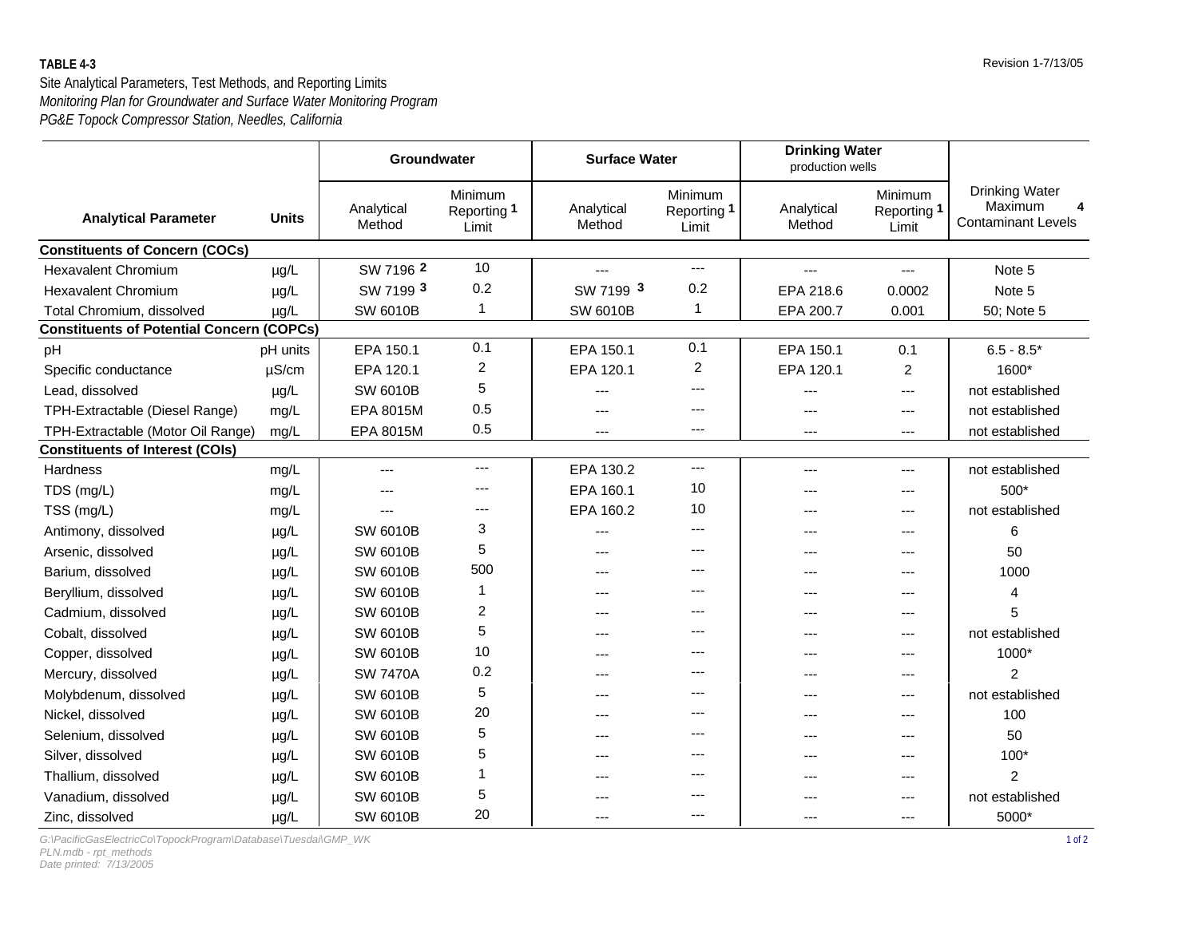**TABLE 4-3**

Site Analytical Parameters, Test Methods, and Reporting Limits

*Monitoring Plan for Groundwater and Surface Water Monitoring Program*

*PG&E Topock Compressor Station, Needles, California*

Revision 1-7/13/05

| Analytical Parameter | Units | Groundwater | | Surface Water | | Drinking Water production wells | | Drinking Water Maximum Contaminant Levels [4] |
|---|---|---|---|---|---|---|---|---|
| | | Analytical Method | Minimum Reporting Limit [1] | Analytical Method | Minimum Reporting Limit [1] | Analytical Method | Minimum Reporting Limit [1] | |
| **Constituents of Concern (COCs)** | | | | | | | | |
| Hexavalent Chromium | µg/L | SW 7196 [2] | 10 | --- | --- | --- | --- | Note 5 |
| Hexavalent Chromium | µg/L | SW 7199 [3] | 0.2 | SW 7199 [3] | 0.2 | EPA 218.6 | 0.0002 | Note 5 |
| Total Chromium, dissolved | µg/L | SW 6010B | 1 | SW 6010B | 1 | EPA 200.7 | 0.001 | 50; Note 5 |
| **Constituents of Potential Concern (COPCs)** | | | | | | | | |
| pH | pH units | EPA 150.1 | 0.1 | EPA 150.1 | 0.1 | EPA 150.1 | 0.1 | 6.5 - 8.5* |
| Specific conductance | µS/cm | EPA 120.1 | 2 | EPA 120.1 | 2 | EPA 120.1 | 2 | 1600* |
| Lead, dissolved | µg/L | SW 6010B | 5 | --- | --- | --- | --- | not established |
| TPH-Extractable (Diesel Range) | mg/L | EPA 8015M | 0.5 | --- | --- | --- | --- | not established |
| TPH-Extractable (Motor Oil Range) | mg/L | EPA 8015M | 0.5 | --- | --- | --- | --- | not established |
| **Constituents of Interest (COIs)** | | | | | | | | |
| Hardness | mg/L | --- | --- | EPA 130.2 | --- | --- | --- | not established |
| TDS (mg/L) | mg/L | --- | --- | EPA 160.1 | 10 | --- | --- | 500* |
| TSS (mg/L) | mg/L | --- | --- | EPA 160.2 | 10 | --- | --- | not established |
| Antimony, dissolved | µg/L | SW 6010B | 3 | --- | --- | --- | --- | 6 |
| Arsenic, dissolved | µg/L | SW 6010B | 5 | --- | --- | --- | --- | 50 |
| Barium, dissolved | µg/L | SW 6010B | 500 | --- | --- | --- | --- | 1000 |
| Beryllium, dissolved | µg/L | SW 6010B | 1 | --- | --- | --- | --- | 4 |
| Cadmium, dissolved | µg/L | SW 6010B | 2 | --- | --- | --- | --- | 5 |
| Cobalt, dissolved | µg/L | SW 6010B | 5 | --- | --- | --- | --- | not established |
| Copper, dissolved | µg/L | SW 6010B | 10 | --- | --- | --- | --- | 1000* |
| Mercury, dissolved | µg/L | SW 7470A | 0.2 | --- | --- | --- | --- | 2 |
| Molybdenum, dissolved | µg/L | SW 6010B | 5 | --- | --- | --- | --- | not established |
| Nickel, dissolved | µg/L | SW 6010B | 20 | --- | --- | --- | --- | 100 |
| Selenium, dissolved | µg/L | SW 6010B | 5 | --- | --- | --- | --- | 50 |
| Silver, dissolved | µg/L | SW 6010B | 5 | --- | --- | --- | --- | 100* |
| Thallium, dissolved | µg/L | SW 6010B | 1 | --- | --- | --- | --- | 2 |
| Vanadium, dissolved | µg/L | SW 6010B | 5 | --- | --- | --- | --- | not established |
| Zinc, dissolved | µg/L | SW 6010B | 20 | --- | --- | --- | --- | 5000* |

*G:\PacificGasElectricCo\TopockProgram\Database\Tuesdai\GMP_WK PLN.mdb - rpt_methods*
*Date printed: 7/13/2005*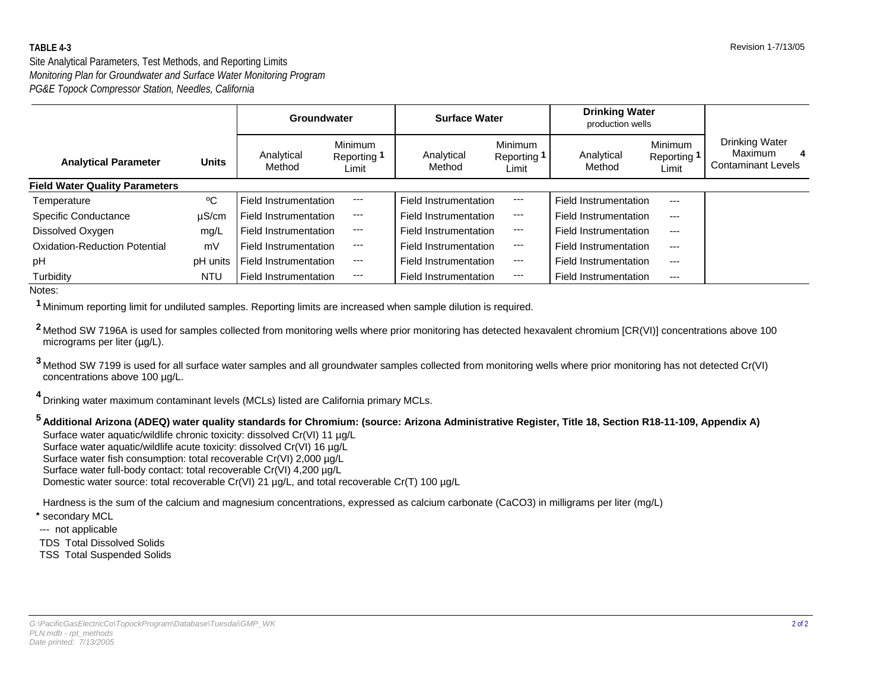**TABLE 4-3**

Site Analytical Parameters, Test Methods, and Reporting Limits

*Monitoring Plan for Groundwater and Surface Water Monitoring Program*

*PG&E Topock Compressor Station, Needles, California*

| | | Groundwater | | Surface Water | | Drinking Water production wells | | |
|---|---|---|---|---|---|---|---|---|
| **Analytical Parameter** | **Units** | Analytical Method | Minimum Reporting Limit [1] | Analytical Method | Minimum Reporting Limit [1] | Analytical Method | Minimum Reporting Limit [1] | Drinking Water Maximum Contaminant Levels [4] |
| **Field Water Quality Parameters** | | | | | | | | |
| Temperature | ºC | Field Instrumentation | --- | Field Instrumentation | --- | Field Instrumentation | --- | |
| Specific Conductance | µS/cm | Field Instrumentation | --- | Field Instrumentation | --- | Field Instrumentation | --- | |
| Dissolved Oxygen | mg/L | Field Instrumentation | --- | Field Instrumentation | --- | Field Instrumentation | --- | |
| Oxidation-Reduction Potential | mV | Field Instrumentation | --- | Field Instrumentation | --- | Field Instrumentation | --- | |
| pH | pH units | Field Instrumentation | --- | Field Instrumentation | --- | Field Instrumentation | --- | |
| Turbidity | NTU | Field Instrumentation | --- | Field Instrumentation | --- | Field Instrumentation | --- | |

Notes:

[1] Minimum reporting limit for undiluted samples. Reporting limits are increased when sample dilution is required.

[2] Method SW 7196A is used for samples collected from monitoring wells where prior monitoring has detected hexavalent chromium [CR(VI)] concentrations above 100 micrograms per liter (µg/L).

[3] Method SW 7199 is used for all surface water samples and all groundwater samples collected from monitoring wells where prior monitoring has not detected Cr(VI) concentrations above 100 µg/L.

[4] Drinking water maximum contaminant levels (MCLs) listed are California primary MCLs.

[5] **Additional Arizona (ADEQ) water quality standards for Chromium: (source: Arizona Administrative Register, Title 18, Section R18-11-109, Appendix A)**

Surface water aquatic/wildlife chronic toxicity: dissolved Cr(VI) 11 µg/L
Surface water aquatic/wildlife acute toxicity: dissolved Cr(VI) 16 µg/L
Surface water fish consumption: total recoverable Cr(VI) 2,000 µg/L
Surface water full-body contact: total recoverable Cr(VI) 4,200 µg/L
Domestic water source: total recoverable Cr(VI) 21 µg/L, and total recoverable Cr(T) 100 µg/L

Hardness is the sum of the calcium and magnesium concentrations, expressed as calcium carbonate ($CaCO_3$) in milligrams per liter (mg/L)

\* secondary MCL

--- not applicable

TDS Total Dissolved Solids

TSS Total Suspended Solids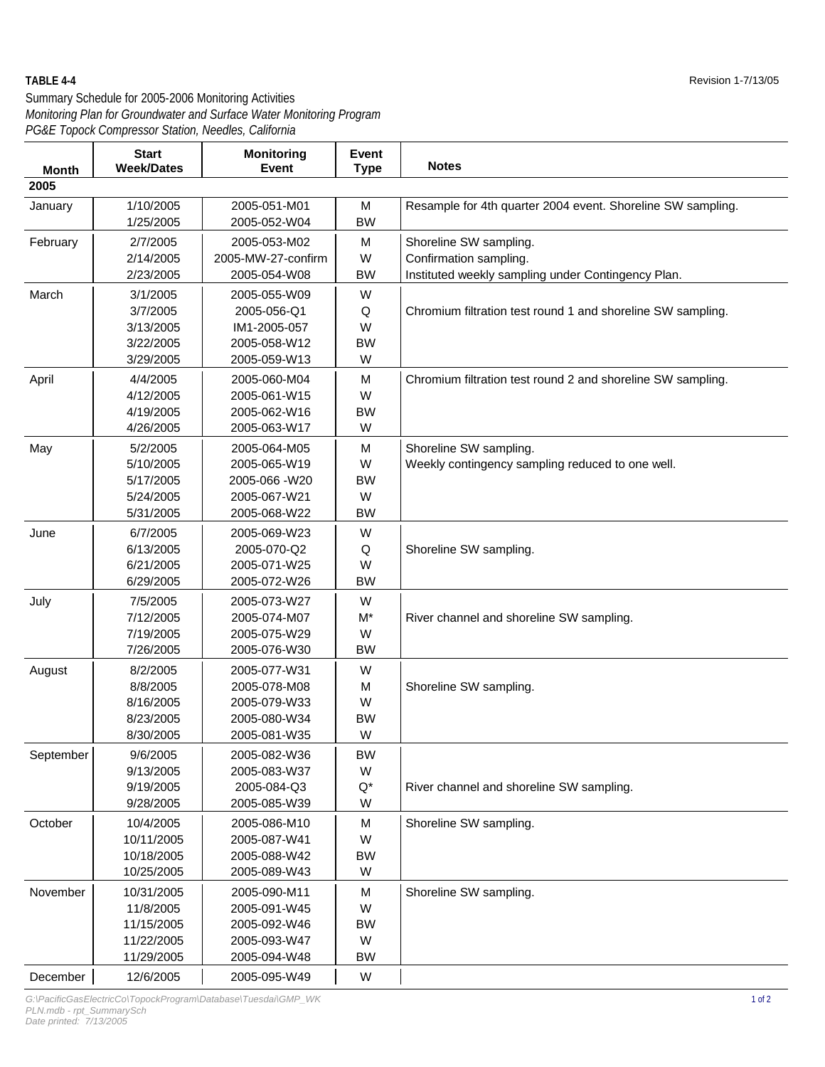**TABLE 4-4**

Revision 1-7/13/05

Summary Schedule for 2005-2006 Monitoring Activities

*Monitoring Plan for Groundwater and Surface Water Monitoring Program*

*PG&E Topock Compressor Station, Needles, California*

| Month | Start Week/Dates | Monitoring Event | Event Type | Notes |
|---|---|---|---|---|
| **2005** | | | | |
| January | 1/10/2005 | 2005-051-M01 | M | Resample for 4th quarter 2004 event. Shoreline SW sampling. |
| | 1/25/2005 | 2005-052-W04 | BW | |
| February | 2/7/2005 | 2005-053-M02 | M | Shoreline SW sampling. |
| | 2/14/2005 | 2005-MW-27-confirm | W | Confirmation sampling. |
| | 2/23/2005 | 2005-054-W08 | BW | Instituted weekly sampling under Contingency Plan. |
| March | 3/1/2005 | 2005-055-W09 | W | |
| | 3/7/2005 | 2005-056-Q1 | Q | Chromium filtration test round 1 and shoreline SW sampling. |
| | 3/13/2005 | IM1-2005-057 | W | |
| | 3/22/2005 | 2005-058-W12 | BW | |
| | 3/29/2005 | 2005-059-W13 | W | |
| April | 4/4/2005 | 2005-060-M04 | M | Chromium filtration test round 2 and shoreline SW sampling. |
| | 4/12/2005 | 2005-061-W15 | W | |
| | 4/19/2005 | 2005-062-W16 | BW | |
| | 4/26/2005 | 2005-063-W17 | W | |
| May | 5/2/2005 | 2005-064-M05 | M | Shoreline SW sampling. |
| | 5/10/2005 | 2005-065-W19 | W | Weekly contingency sampling reduced to one well. |
| | 5/17/2005 | 2005-066 -W20 | BW | |
| | 5/24/2005 | 2005-067-W21 | W | |
| | 5/31/2005 | 2005-068-W22 | BW | |
| June | 6/7/2005 | 2005-069-W23 | W | |
| | 6/13/2005 | 2005-070-Q2 | Q | Shoreline SW sampling. |
| | 6/21/2005 | 2005-071-W25 | W | |
| | 6/29/2005 | 2005-072-W26 | BW | |
| July | 7/5/2005 | 2005-073-W27 | W | |
| | 7/12/2005 | 2005-074-M07 | M* | River channel and shoreline SW sampling. |
| | 7/19/2005 | 2005-075-W29 | W | |
| | 7/26/2005 | 2005-076-W30 | BW | |
| August | 8/2/2005 | 2005-077-W31 | W | |
| | 8/8/2005 | 2005-078-M08 | M | Shoreline SW sampling. |
| | 8/16/2005 | 2005-079-W33 | W | |
| | 8/23/2005 | 2005-080-W34 | BW | |
| | 8/30/2005 | 2005-081-W35 | W | |
| September | 9/6/2005 | 2005-082-W36 | BW | |
| | 9/13/2005 | 2005-083-W37 | W | |
| | 9/19/2005 | 2005-084-Q3 | Q* | River channel and shoreline SW sampling. |
| | 9/28/2005 | 2005-085-W39 | W | |
| October | 10/4/2005 | 2005-086-M10 | M | Shoreline SW sampling. |
| | 10/11/2005 | 2005-087-W41 | W | |
| | 10/18/2005 | 2005-088-W42 | BW | |
| | 10/25/2005 | 2005-089-W43 | W | |
| November | 10/31/2005 | 2005-090-M11 | M | Shoreline SW sampling. |
| | 11/8/2005 | 2005-091-W45 | W | |
| | 11/15/2005 | 2005-092-W46 | BW | |
| | 11/22/2005 | 2005-093-W47 | W | |
| | 11/29/2005 | 2005-094-W48 | BW | |
| December | 12/6/2005 | 2005-095-W49 | W | |

*G:\PacificGasElectricCo\TopockProgram\Database\Tuesdai\GMP_WK PLN.mdb - rpt_SummarySch*
*Date printed: 7/13/2005*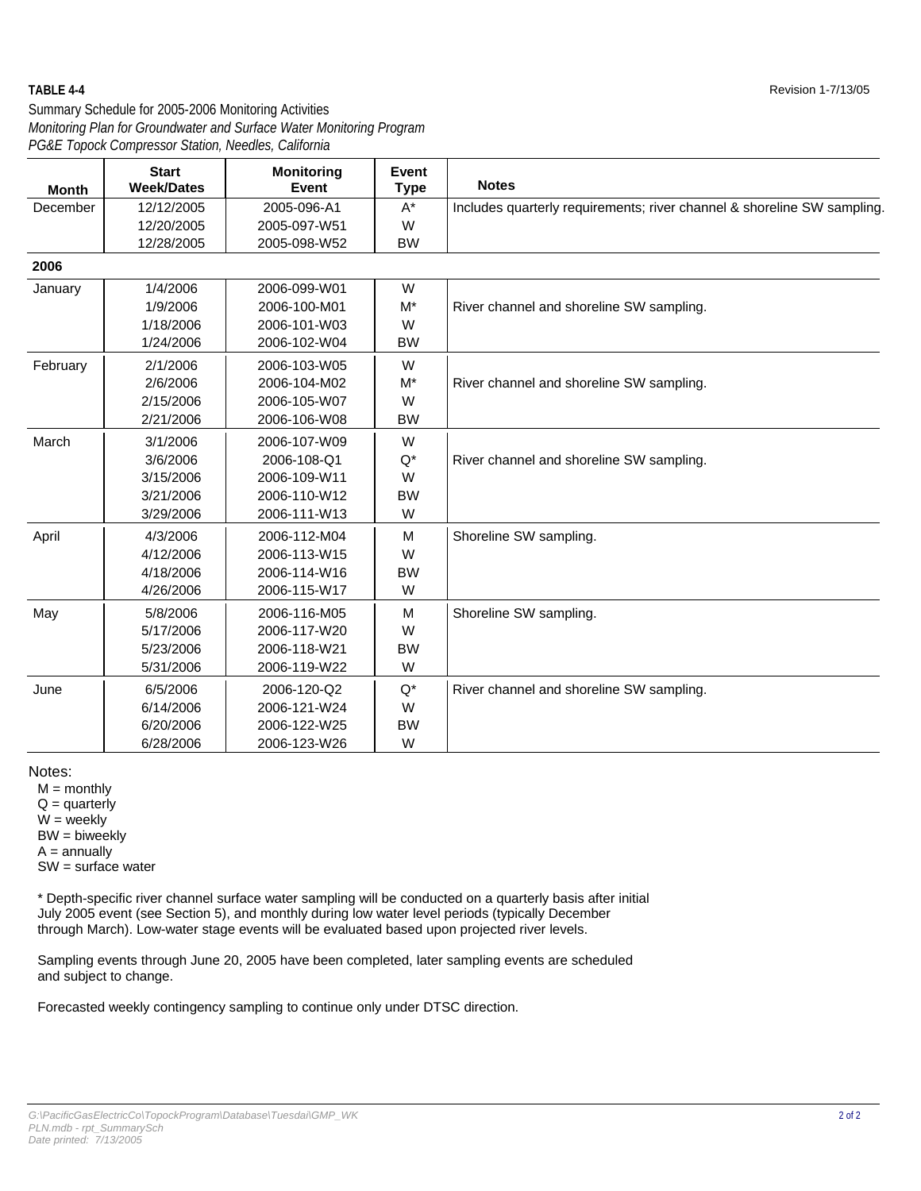**TABLE 4-4**

Revision 1-7/13/05

Summary Schedule for 2005-2006 Monitoring Activities

*Monitoring Plan for Groundwater and Surface Water Monitoring Program*

*PG&E Topock Compressor Station, Needles, California*

| Month | Start Week/Dates | Monitoring Event | Event Type | Notes |
|---|---|---|---|---|
| December | 12/12/2005 | 2005-096-A1 | A* | Includes quarterly requirements; river channel & shoreline SW sampling. |
| | 12/20/2005 | 2005-097-W51 | W | |
| | 12/28/2005 | 2005-098-W52 | BW | |
| **2006** | | | | |
| January | 1/4/2006 | 2006-099-W01 | W | |
| | 1/9/2006 | 2006-100-M01 | M* | River channel and shoreline SW sampling. |
| | 1/18/2006 | 2006-101-W03 | W | |
| | 1/24/2006 | 2006-102-W04 | BW | |
| February | 2/1/2006 | 2006-103-W05 | W | |
| | 2/6/2006 | 2006-104-M02 | M* | River channel and shoreline SW sampling. |
| | 2/15/2006 | 2006-105-W07 | W | |
| | 2/21/2006 | 2006-106-W08 | BW | |
| March | 3/1/2006 | 2006-107-W09 | W | |
| | 3/6/2006 | 2006-108-Q1 | Q* | River channel and shoreline SW sampling. |
| | 3/15/2006 | 2006-109-W11 | W | |
| | 3/21/2006 | 2006-110-W12 | BW | |
| | 3/29/2006 | 2006-111-W13 | W | |
| April | 4/3/2006 | 2006-112-M04 | M | Shoreline SW sampling. |
| | 4/12/2006 | 2006-113-W15 | W | |
| | 4/18/2006 | 2006-114-W16 | BW | |
| | 4/26/2006 | 2006-115-W17 | W | |
| May | 5/8/2006 | 2006-116-M05 | M | Shoreline SW sampling. |
| | 5/17/2006 | 2006-117-W20 | W | |
| | 5/23/2006 | 2006-118-W21 | BW | |
| | 5/31/2006 | 2006-119-W22 | W | |
| June | 6/5/2006 | 2006-120-Q2 | Q* | River channel and shoreline SW sampling. |
| | 6/14/2006 | 2006-121-W24 | W | |
| | 6/20/2006 | 2006-122-W25 | BW | |
| | 6/28/2006 | 2006-123-W26 | W | |

Notes:

M = monthly
Q = quarterly
W = weekly
BW = biweekly
A = annually
SW = surface water

\* Depth-specific river channel surface water sampling will be conducted on a quarterly basis after initial July 2005 event (see Section 5), and monthly during low water level periods (typically December through March). Low-water stage events will be evaluated based upon projected river levels.

Sampling events through June 20, 2005 have been completed, later sampling events are scheduled and subject to change.

Forecasted weekly contingency sampling to continue only under DTSC direction.

*G:\PacificGasElectricCo\TopockProgram\Database\Tuesdai\GMP_WK PLN.mdb - rpt_SummarySch*
*Date printed: 7/13/2005*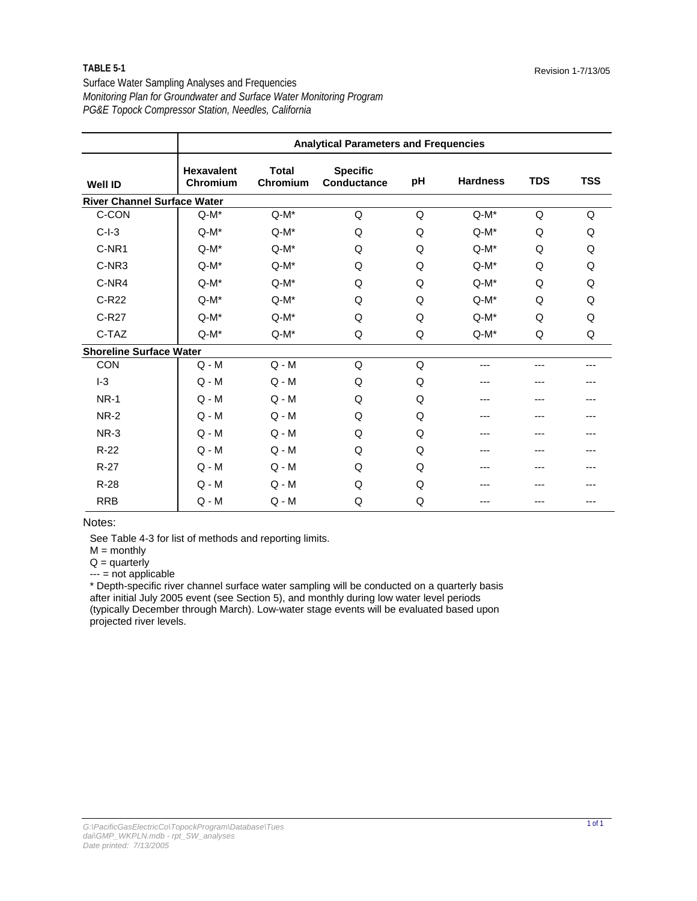**TABLE 5-1**

Revision 1-7/13/05

Surface Water Sampling Analyses and Frequencies
*Monitoring Plan for Groundwater and Surface Water Monitoring Program*
*PG&E Topock Compressor Station, Needles, California*

| | Analytical Parameters and Frequencies | | | | | | |
|---|---|---|---|---|---|---|---|
| **Well ID** | **Hexavalent Chromium** | **Total Chromium** | **Specific Conductance** | **pH** | **Hardness** | **TDS** | **TSS** |
| **River Channel Surface Water** | | | | | | | |
| C-CON | Q-M* | Q-M* | Q | Q | Q-M* | Q | Q |
| C-I-3 | Q-M* | Q-M* | Q | Q | Q-M* | Q | Q |
| C-NR1 | Q-M* | Q-M* | Q | Q | Q-M* | Q | Q |
| C-NR3 | Q-M* | Q-M* | Q | Q | Q-M* | Q | Q |
| C-NR4 | Q-M* | Q-M* | Q | Q | Q-M* | Q | Q |
| C-R22 | Q-M* | Q-M* | Q | Q | Q-M* | Q | Q |
| C-R27 | Q-M* | Q-M* | Q | Q | Q-M* | Q | Q |
| C-TAZ | Q-M* | Q-M* | Q | Q | Q-M* | Q | Q |
| **Shoreline Surface Water** | | | | | | | |
| CON | Q - M | Q - M | Q | Q | --- | --- | --- |
| I-3 | Q - M | Q - M | Q | Q | --- | --- | --- |
| NR-1 | Q - M | Q - M | Q | Q | --- | --- | --- |
| NR-2 | Q - M | Q - M | Q | Q | --- | --- | --- |
| NR-3 | Q - M | Q - M | Q | Q | --- | --- | --- |
| R-22 | Q - M | Q - M | Q | Q | --- | --- | --- |
| R-27 | Q - M | Q - M | Q | Q | --- | --- | --- |
| R-28 | Q - M | Q - M | Q | Q | --- | --- | --- |
| RRB | Q - M | Q - M | Q | Q | --- | --- | --- |

Notes:

See Table 4-3 for list of methods and reporting limits.
M = monthly
Q = quarterly
--- = not applicable
* Depth-specific river channel surface water sampling will be conducted on a quarterly basis after initial July 2005 event (see Section 5), and monthly during low water level periods (typically December through March). Low-water stage events will be evaluated based upon projected river levels.

*G:\PacificGasElectricCo\TopockProgram\Database\Tuesdai\GMP_WKPLN.mdb - rpt_SW_analyses*
*Date printed: 7/13/2005*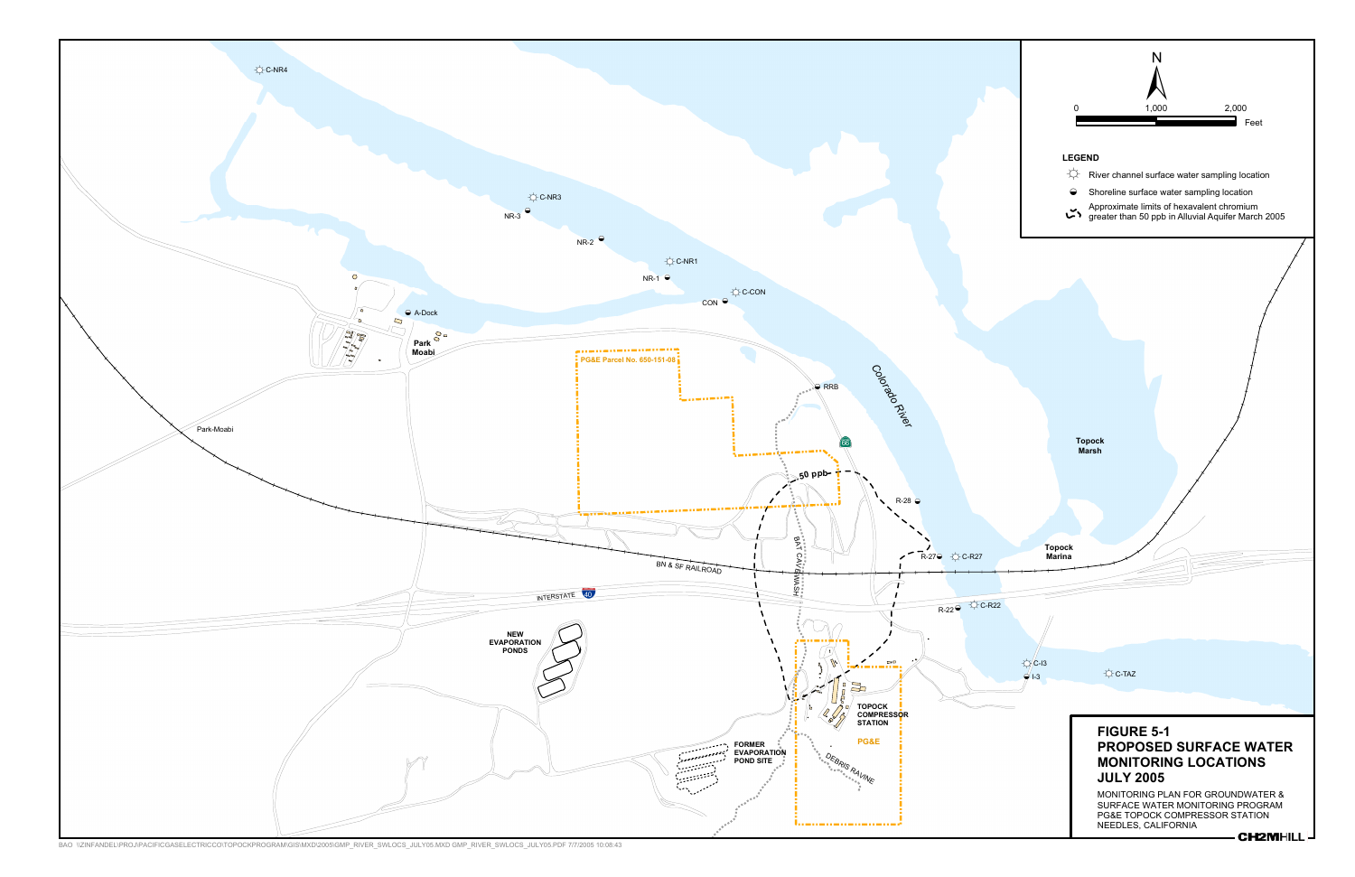**LEGEND**

- River channel surface water sampling location
- Shoreline surface water sampling location
- Approximate limits of hexavalent chromium greater than 50 ppb in Alluvial Aquifer March 2005

N

0 1,000 2,000 Feet

C-NR4

C-NR3

NR-3

NR-2

C-NR1

NR-1

C-CON

CON

A-Dock

Park Moabi

PG&E Parcel No. 650-151-06

RRB

Colorado River

Topock Marsh

Park-Moabi

50 ppb

R-28

R-27

C-R27

Topock Marina

BN & SF RAILROAD

BAT CAVE WASH

INTERSTATE 40

R-22

C-R22

NEW EVAPORATION PONDS

C-I3

I-3

C-TAZ

TOPOCK COMPRESSOR STATION

PG&E

FORMER EVAPORATION POND SITE

DEBRIS RAVINE

## FIGURE 5-1
## PROPOSED SURFACE WATER MONITORING LOCATIONS
## JULY 2005

MONITORING PLAN FOR GROUNDWATER & SURFACE WATER MONITORING PROGRAM
PG&E TOPOCK COMPRESSOR STATION
NEEDLES, CALIFORNIA

CH2MHILL

BAO \\ZINFANDEL\PROJ\PACIFICGASELECTRICCO\TOPOCKPROGRAM\GIS\MXD\2005\GMP_RIVER_SWLOCS_JULY05.MXD GMP_RIVER_SWLOCS_JULY05.PDF 7/7/2005 10:08:43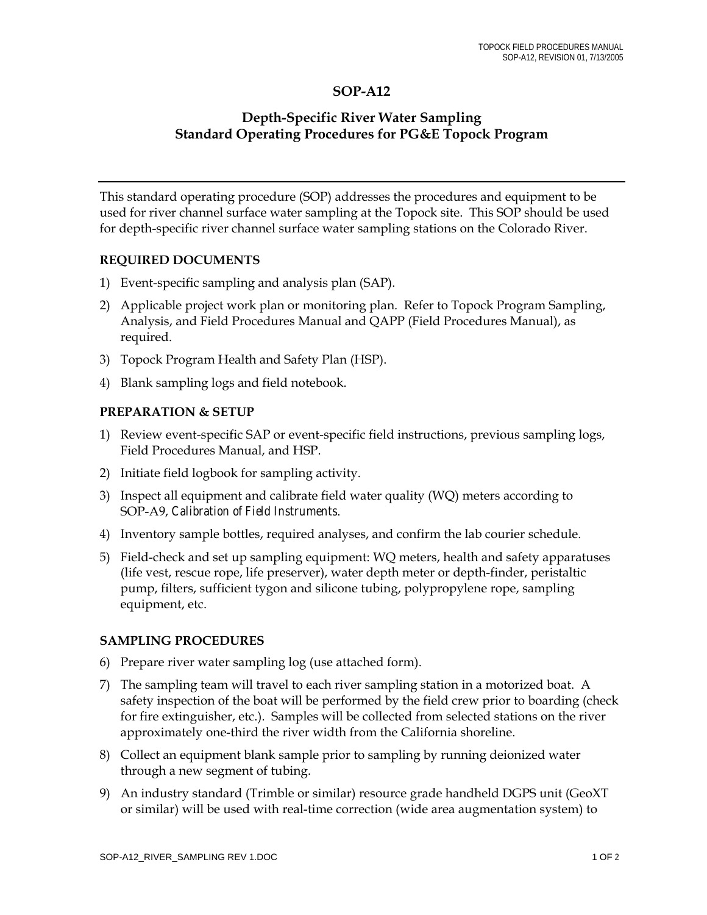# SOP-A12

## Depth-Specific River Water Sampling
## Standard Operating Procedures for PG&E Topock Program

---

This standard operating procedure (SOP) addresses the procedures and equipment to be used for river channel surface water sampling at the Topock site. This SOP should be used for depth-specific river channel surface water sampling stations on the Colorado River.

### REQUIRED DOCUMENTS

1) Event-specific sampling and analysis plan (SAP).
2) Applicable project work plan or monitoring plan. Refer to Topock Program Sampling, Analysis, and Field Procedures Manual and QAPP (Field Procedures Manual), as required.
3) Topock Program Health and Safety Plan (HSP).
4) Blank sampling logs and field notebook.

### PREPARATION & SETUP

1) Review event-specific SAP or event-specific field instructions, previous sampling logs, Field Procedures Manual, and HSP.
2) Initiate field logbook for sampling activity.
3) Inspect all equipment and calibrate field water quality (WQ) meters according to SOP-A9, *Calibration of Field Instruments*.
4) Inventory sample bottles, required analyses, and confirm the lab courier schedule.
5) Field-check and set up sampling equipment: WQ meters, health and safety apparatuses (life vest, rescue rope, life preserver), water depth meter or depth-finder, peristaltic pump, filters, sufficient tygon and silicone tubing, polypropylene rope, sampling equipment, etc.

### SAMPLING PROCEDURES

6) Prepare river water sampling log (use attached form).
7) The sampling team will travel to each river sampling station in a motorized boat. A safety inspection of the boat will be performed by the field crew prior to boarding (check for fire extinguisher, etc.). Samples will be collected from selected stations on the river approximately one-third the river width from the California shoreline.
8) Collect an equipment blank sample prior to sampling by running deionized water through a new segment of tubing.
9) An industry standard (Trimble or similar) resource grade handheld DGPS unit (GeoXT or similar) will be used with real-time correction (wide area augmentation system) to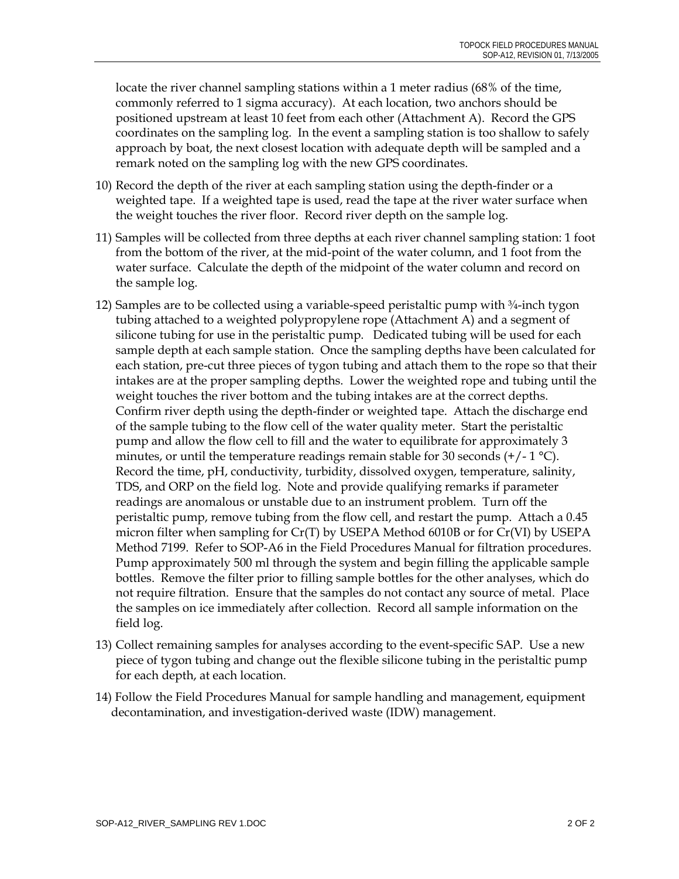locate the river channel sampling stations within a 1 meter radius (68% of the time, commonly referred to 1 sigma accuracy). At each location, two anchors should be positioned upstream at least 10 feet from each other (Attachment A). Record the GPS coordinates on the sampling log. In the event a sampling station is too shallow to safely approach by boat, the next closest location with adequate depth will be sampled and a remark noted on the sampling log with the new GPS coordinates.

10) Record the depth of the river at each sampling station using the depth-finder or a weighted tape. If a weighted tape is used, read the tape at the river water surface when the weight touches the river floor. Record river depth on the sample log.

11) Samples will be collected from three depths at each river channel sampling station: 1 foot from the bottom of the river, at the mid-point of the water column, and 1 foot from the water surface. Calculate the depth of the midpoint of the water column and record on the sample log.

12) Samples are to be collected using a variable-speed peristaltic pump with ¾-inch tygon tubing attached to a weighted polypropylene rope (Attachment A) and a segment of silicone tubing for use in the peristaltic pump. Dedicated tubing will be used for each sample depth at each sample station. Once the sampling depths have been calculated for each station, pre-cut three pieces of tygon tubing and attach them to the rope so that their intakes are at the proper sampling depths. Lower the weighted rope and tubing until the weight touches the river bottom and the tubing intakes are at the correct depths. Confirm river depth using the depth-finder or weighted tape. Attach the discharge end of the sample tubing to the flow cell of the water quality meter. Start the peristaltic pump and allow the flow cell to fill and the water to equilibrate for approximately 3 minutes, or until the temperature readings remain stable for 30 seconds (+/- 1 °C). Record the time, pH, conductivity, turbidity, dissolved oxygen, temperature, salinity, TDS, and ORP on the field log. Note and provide qualifying remarks if parameter readings are anomalous or unstable due to an instrument problem. Turn off the peristaltic pump, remove tubing from the flow cell, and restart the pump. Attach a 0.45 micron filter when sampling for Cr(T) by USEPA Method 6010B or for Cr(VI) by USEPA Method 7199. Refer to SOP-A6 in the Field Procedures Manual for filtration procedures. Pump approximately 500 ml through the system and begin filling the applicable sample bottles. Remove the filter prior to filling sample bottles for the other analyses, which do not require filtration. Ensure that the samples do not contact any source of metal. Place the samples on ice immediately after collection. Record all sample information on the field log.

13) Collect remaining samples for analyses according to the event-specific SAP. Use a new piece of tygon tubing and change out the flexible silicone tubing in the peristaltic pump for each depth, at each location.

14) Follow the Field Procedures Manual for sample handling and management, equipment decontamination, and investigation-derived waste (IDW) management.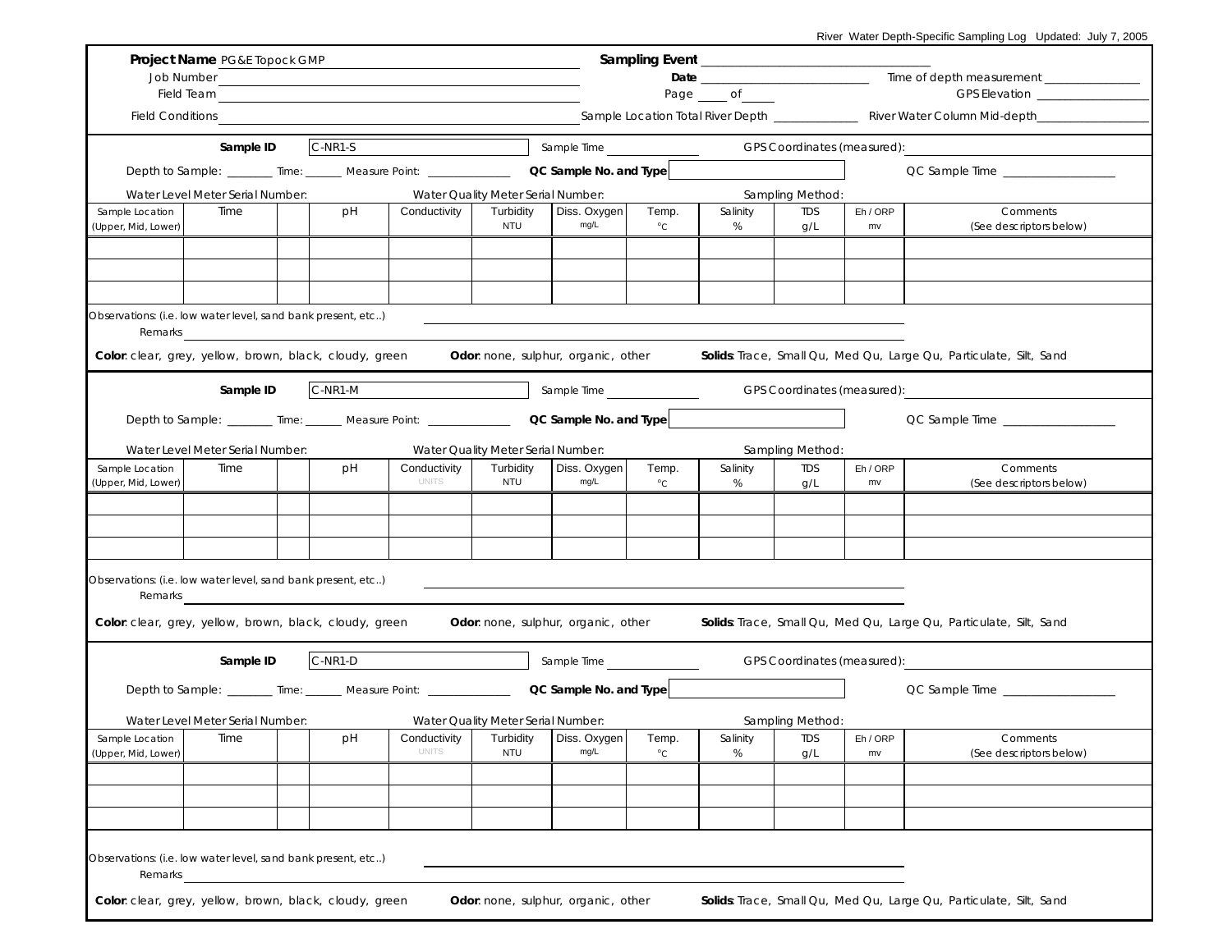River Water Depth-Specific Sampling Log Updated: July 7, 2005

**Project Name** PG&E Topock GMP

Job Number ______________________

Field Team ______________________

Field Conditions ______________________

**Sampling Event** ______________________

**Date** ______________________ Time of depth measurement ______________

Page ____ of ____ GPS Elevation ______________

Sample Location Total River Depth ____________ River Water Column Mid-depth ______________

---

**Sample ID** C-NR1-S Sample Time ____________ GPS Coordinates (measured): ______________

Depth to Sample: _______ Time: ______ Measure Point: ____________ **QC Sample No. and Type** ____________ QC Sample Time ______________

Water Level Meter Serial Number: Water Quality Meter Serial Number: Sampling Method:

| Sample Location (Upper, Mid, Lower) | Time | | pH | Conductivity | Turbidity NTU | Diss. Oxygen mg/L | Temp. °C | Salinity % | TDS g/L | Eh / ORP mv | Comments (See descriptors below) |
|---|---|---|---|---|---|---|---|---|---|---|---|
| | | | | | | | | | | | |
| | | | | | | | | | | | |
| | | | | | | | | | | | |

Observations: (i.e. low water level, sand bank present, etc..) ______________________

Remarks ______________________

**Color**: clear, grey, yellow, brown, black, cloudy, green **Odor**: none, sulphur, organic, other **Solids**: Trace, Small Qu, Med Qu, Large Qu, Particulate, Silt, Sand

---

**Sample ID** C-NR1-M Sample Time ____________ GPS Coordinates (measured): ______________

Depth to Sample: _______ Time: ______ Measure Point: ____________ **QC Sample No. and Type** ____________ QC Sample Time ______________

Water Level Meter Serial Number: Water Quality Meter Serial Number: Sampling Method:

| Sample Location (Upper, Mid, Lower) | Time | | pH | Conductivity UNITS | Turbidity NTU | Diss. Oxygen mg/L | Temp. °C | Salinity % | TDS g/L | Eh / ORP mv | Comments (See descriptors below) |
|---|---|---|---|---|---|---|---|---|---|---|---|
| | | | | | | | | | | | |
| | | | | | | | | | | | |
| | | | | | | | | | | | |

Observations: (i.e. low water level, sand bank present, etc..) ______________________

Remarks ______________________

**Color**: clear, grey, yellow, brown, black, cloudy, green **Odor**: none, sulphur, organic, other **Solids**: Trace, Small Qu, Med Qu, Large Qu, Particulate, Silt, Sand

---

**Sample ID** C-NR1-D Sample Time ____________ GPS Coordinates (measured): ______________

Depth to Sample: _______ Time: ______ Measure Point: ____________ **QC Sample No. and Type** ____________ QC Sample Time ______________

Water Level Meter Serial Number: Water Quality Meter Serial Number: Sampling Method:

| Sample Location (Upper, Mid, Lower) | Time | | pH | Conductivity UNITS | Turbidity NTU | Diss. Oxygen mg/L | Temp. °C | Salinity % | TDS g/L | Eh / ORP mv | Comments (See descriptors below) |
|---|---|---|---|---|---|---|---|---|---|---|---|
| | | | | | | | | | | | |
| | | | | | | | | | | | |
| | | | | | | | | | | | |

Observations: (i.e. low water level, sand bank present, etc..) ______________________

Remarks ______________________

**Color**: clear, grey, yellow, brown, black, cloudy, green **Odor**: none, sulphur, organic, other **Solids**: Trace, Small Qu, Med Qu, Large Qu, Particulate, Silt, Sand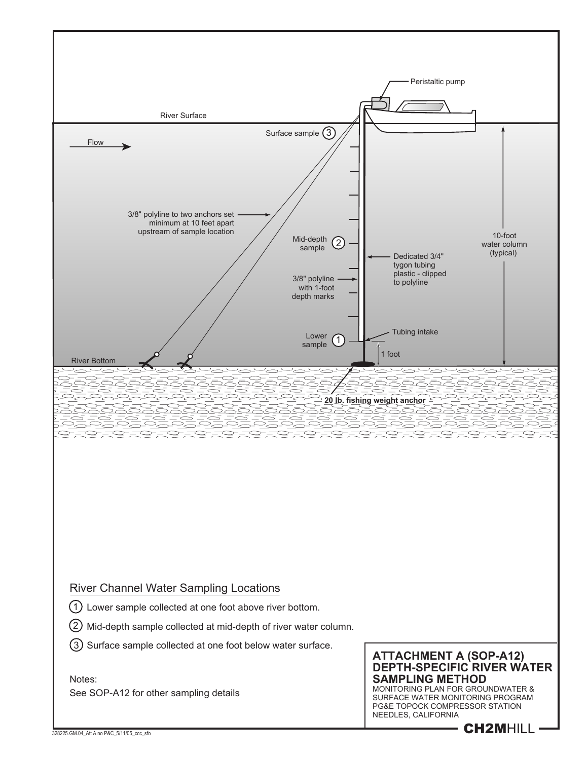Peristaltic pump

River Surface

Surface sample (3)

Flow

3/8" polyline to two anchors set minimum at 10 feet apart upstream of sample location

Mid-depth sample (2)

Dedicated 3/4" tygon tubing plastic - clipped to polyline

10-foot water column (typical)

3/8" polyline with 1-foot depth marks

Tubing intake

Lower sample (1)

1 foot

River Bottom

**20 lb. fishing weight anchor**

River Channel Water Sampling Locations

1. Lower sample collected at one foot above river bottom.
2. Mid-depth sample collected at mid-depth of river water column.
3. Surface sample collected at one foot below water surface.

Notes:

See SOP-A12 for other sampling details

## ATTACHMENT A (SOP-A12) DEPTH-SPECIFIC RIVER WATER SAMPLING METHOD

MONITORING PLAN FOR GROUNDWATER & SURFACE WATER MONITORING PROGRAM
PG&E TOPOCK COMPRESSOR STATION
NEEDLES, CALIFORNIA

**CH2M**HILL

328225.GM.04_Att A no P&C_5/11/05_ccc_sfo